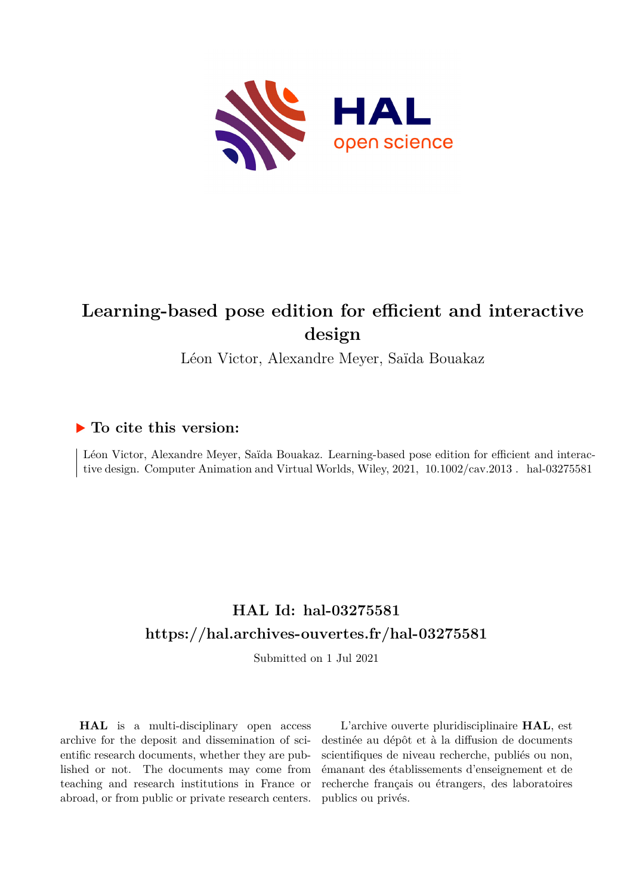# Learning-based pose edition for efficient and interactive design

Léon Victor, Alexandre Meyer, Saïda Bouakaz

## ▶ To cite this version:

Léon Victor, Alexandre Meyer, Saïda Bouakaz. Learning-based pose edition for efficient and interactive design. Computer Animation and Virtual Worlds, Wiley, 2021, 10.1002/cav.2013 . hal-03275581

## HAL Id: hal-03275581
## https://hal.archives-ouvertes.fr/hal-03275581

Submitted on 1 Jul 2021

**HAL** is a multi-disciplinary open access archive for the deposit and dissemination of scientific research documents, whether they are published or not. The documents may come from teaching and research institutions in France or abroad, or from public or private research centers.

L'archive ouverte pluridisciplinaire **HAL**, est destinée au dépôt et à la diffusion de documents scientifiques de niveau recherche, publiés ou non, émanant des établissements d'enseignement et de recherche français ou étrangers, des laboratoires publics ou privés.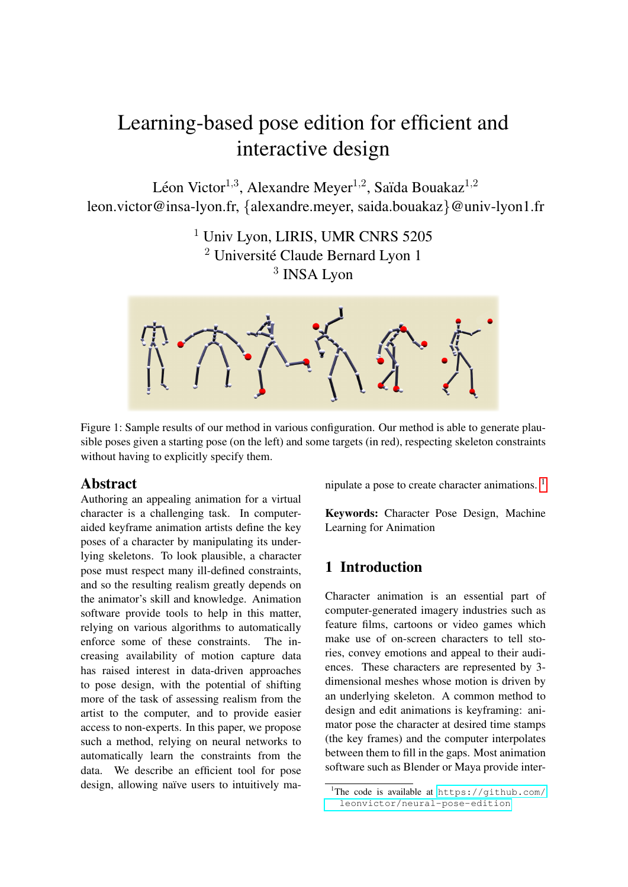# Learning-based pose edition for efficient and interactive design

Léon Victor[1,3], Alexandre Meyer[1,2], Saïda Bouakaz[1,2]
leon.victor@insa-lyon.fr, {alexandre.meyer, saida.bouakaz}@univ-lyon1.fr

[1] Univ Lyon, LIRIS, UMR CNRS 5205
[2] Université Claude Bernard Lyon 1
[3] INSA Lyon

Figure 1: Sample results of our method in various configuration. Our method is able to generate plausible poses given a starting pose (on the left) and some targets (in red), respecting skeleton constraints without having to explicitly specify them.

## Abstract

Authoring an appealing animation for a virtual character is a challenging task. In computer-aided keyframe animation artists define the key poses of a character by manipulating its underlying skeletons. To look plausible, a character pose must respect many ill-defined constraints, and so the resulting realism greatly depends on the animator's skill and knowledge. Animation software provide tools to help in this matter, relying on various algorithms to automatically enforce some of these constraints. The increasing availability of motion capture data has raised interest in data-driven approaches to pose design, with the potential of shifting more of the task of assessing realism from the artist to the computer, and to provide easier access to non-experts. In this paper, we propose such a method, relying on neural networks to automatically learn the constraints from the data. We describe an efficient tool for pose design, allowing naïve users to intuitively manipulate a pose to create character animations. [1]

**Keywords:** Character Pose Design, Machine Learning for Animation

## 1 Introduction

Character animation is an essential part of computer-generated imagery industries such as feature films, cartoons or video games which make use of on-screen characters to tell stories, convey emotions and appeal to their audiences. These characters are represented by 3-dimensional meshes whose motion is driven by an underlying skeleton. A common method to design and edit animations is keyframing: animator pose the character at desired time stamps (the key frames) and the computer interpolates between them to fill in the gaps. Most animation software such as Blender or Maya provide inter-

[1] The code is available at https://github.com/leonvictor/neural-pose-edition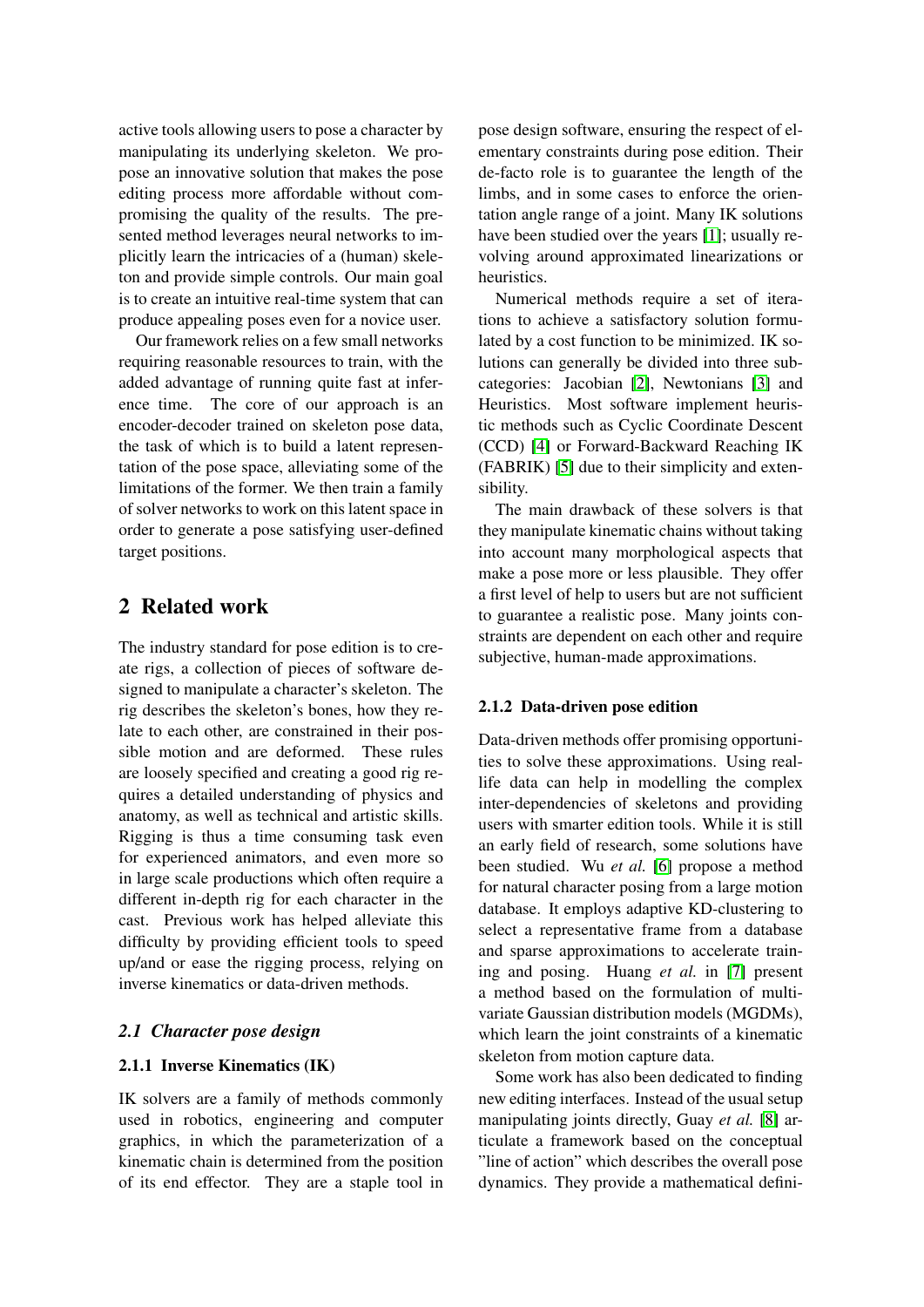active tools allowing users to pose a character by manipulating its underlying skeleton. We propose an innovative solution that makes the pose editing process more affordable without compromising the quality of the results. The presented method leverages neural networks to implicitly learn the intricacies of a (human) skeleton and provide simple controls. Our main goal is to create an intuitive real-time system that can produce appealing poses even for a novice user.

Our framework relies on a few small networks requiring reasonable resources to train, with the added advantage of running quite fast at inference time. The core of our approach is an encoder-decoder trained on skeleton pose data, the task of which is to build a latent representation of the pose space, alleviating some of the limitations of the former. We then train a family of solver networks to work on this latent space in order to generate a pose satisfying user-defined target positions.

## 2 Related work

The industry standard for pose edition is to create rigs, a collection of pieces of software designed to manipulate a character's skeleton. The rig describes the skeleton's bones, how they relate to each other, are constrained in their possible motion and are deformed. These rules are loosely specified and creating a good rig requires a detailed understanding of physics and anatomy, as well as technical and artistic skills. Rigging is thus a time consuming task even for experienced animators, and even more so in large scale productions which often require a different in-depth rig for each character in the cast. Previous work has helped alleviate this difficulty by providing efficient tools to speed up/and or ease the rigging process, relying on inverse kinematics or data-driven methods.

### *2.1 Character pose design*

#### 2.1.1 Inverse Kinematics (IK)

IK solvers are a family of methods commonly used in robotics, engineering and computer graphics, in which the parameterization of a kinematic chain is determined from the position of its end effector. They are a staple tool in pose design software, ensuring the respect of elementary constraints during pose edition. Their de-facto role is to guarantee the length of the limbs, and in some cases to enforce the orientation angle range of a joint. Many IK solutions have been studied over the years [1]; usually revolving around approximated linearizations or heuristics.

Numerical methods require a set of iterations to achieve a satisfactory solution formulated by a cost function to be minimized. IK solutions can generally be divided into three subcategories: Jacobian [2], Newtonians [3] and Heuristics. Most software implement heuristic methods such as Cyclic Coordinate Descent (CCD) [4] or Forward-Backward Reaching IK (FABRIK) [5] due to their simplicity and extensibility.

The main drawback of these solvers is that they manipulate kinematic chains without taking into account many morphological aspects that make a pose more or less plausible. They offer a first level of help to users but are not sufficient to guarantee a realistic pose. Many joints constraints are dependent on each other and require subjective, human-made approximations.

#### 2.1.2 Data-driven pose edition

Data-driven methods offer promising opportunities to solve these approximations. Using real-life data can help in modelling the complex inter-dependencies of skeletons and providing users with smarter edition tools. While it is still an early field of research, some solutions have been studied. Wu *et al.* [6] propose a method for natural character posing from a large motion database. It employs adaptive KD-clustering to select a representative frame from a database and sparse approximations to accelerate training and posing. Huang *et al.* in [7] present a method based on the formulation of multivariate Gaussian distribution models (MGDMs), which learn the joint constraints of a kinematic skeleton from motion capture data.

Some work has also been dedicated to finding new editing interfaces. Instead of the usual setup manipulating joints directly, Guay *et al.* [8] articulate a framework based on the conceptual "line of action" which describes the overall pose dynamics. They provide a mathematical defini-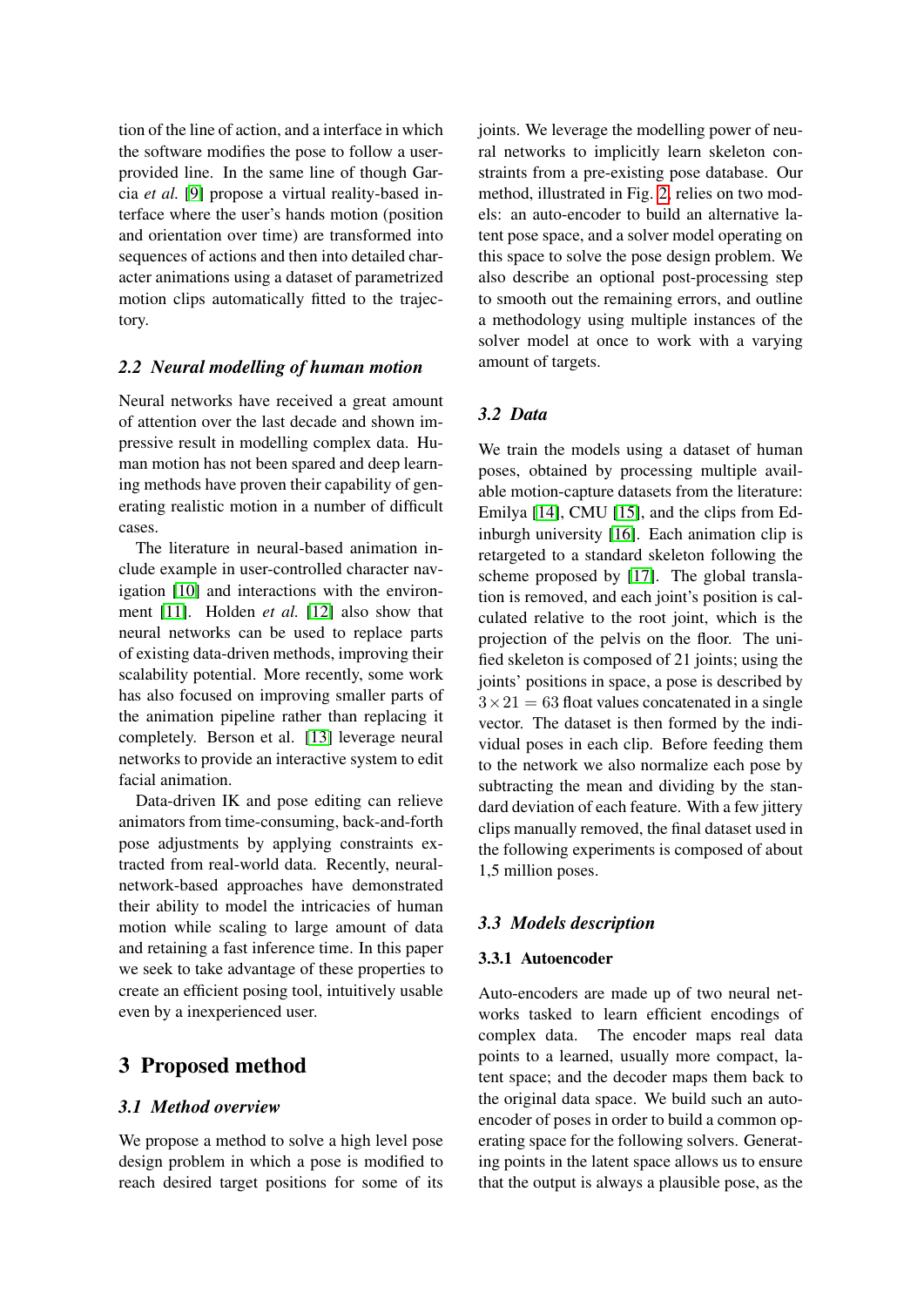tion of the line of action, and a interface in which the software modifies the pose to follow a user-provided line. In the same line of though Garcia *et al.* [9] propose a virtual reality-based interface where the user's hands motion (position and orientation over time) are transformed into sequences of actions and then into detailed character animations using a dataset of parametrized motion clips automatically fitted to the trajectory.

### 2.2 Neural modelling of human motion

Neural networks have received a great amount of attention over the last decade and shown impressive result in modelling complex data. Human motion has not been spared and deep learning methods have proven their capability of generating realistic motion in a number of difficult cases.

The literature in neural-based animation include example in user-controlled character navigation [10] and interactions with the environment [11]. Holden *et al.* [12] also show that neural networks can be used to replace parts of existing data-driven methods, improving their scalability potential. More recently, some work has also focused on improving smaller parts of the animation pipeline rather than replacing it completely. Berson et al. [13] leverage neural networks to provide an interactive system to edit facial animation.

Data-driven IK and pose editing can relieve animators from time-consuming, back-and-forth pose adjustments by applying constraints extracted from real-world data. Recently, neural-network-based approaches have demonstrated their ability to model the intricacies of human motion while scaling to large amount of data and retaining a fast inference time. In this paper we seek to take advantage of these properties to create an efficient posing tool, intuitively usable even by a inexperienced user.

## 3 Proposed method

### 3.1 Method overview

We propose a method to solve a high level pose design problem in which a pose is modified to reach desired target positions for some of its joints. We leverage the modelling power of neural networks to implicitly learn skeleton constraints from a pre-existing pose database. Our method, illustrated in Fig. 2, relies on two models: an auto-encoder to build an alternative latent pose space, and a solver model operating on this space to solve the pose design problem. We also describe an optional post-processing step to smooth out the remaining errors, and outline a methodology using multiple instances of the solver model at once to work with a varying amount of targets.

### 3.2 Data

We train the models using a dataset of human poses, obtained by processing multiple available motion-capture datasets from the literature: Emilya [14], CMU [15], and the clips from Edinburgh university [16]. Each animation clip is retargeted to a standard skeleton following the scheme proposed by [17]. The global translation is removed, and each joint's position is calculated relative to the root joint, which is the projection of the pelvis on the floor. The unified skeleton is composed of 21 joints; using the joints' positions in space, a pose is described by $3 \times 21 = 63$ float values concatenated in a single vector. The dataset is then formed by the individual poses in each clip. Before feeding them to the network we also normalize each pose by subtracting the mean and dividing by the standard deviation of each feature. With a few jittery clips manually removed, the final dataset used in the following experiments is composed of about 1,5 million poses.

### 3.3 Models description

#### 3.3.1 Autoencoder

Auto-encoders are made up of two neural networks tasked to learn efficient encodings of complex data. The encoder maps real data points to a learned, usually more compact, latent space; and the decoder maps them back to the original data space. We build such an auto-encoder of poses in order to build a common operating space for the following solvers. Generating points in the latent space allows us to ensure that the output is always a plausible pose, as the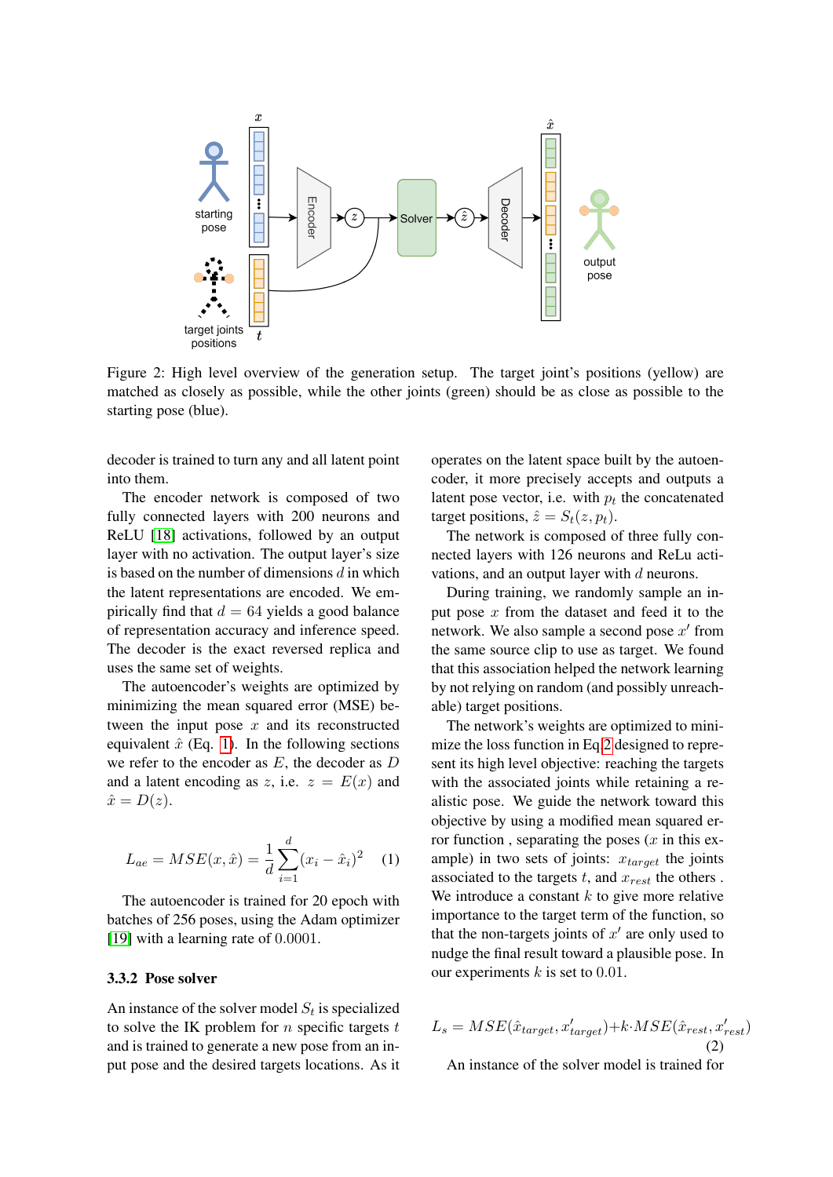Figure 2: High level overview of the generation setup. The target joint's positions (yellow) are matched as closely as possible, while the other joints (green) should be as close as possible to the starting pose (blue).

decoder is trained to turn any and all latent point into them.

The encoder network is composed of two fully connected layers with 200 neurons and ReLU [18] activations, followed by an output layer with no activation. The output layer's size is based on the number of dimensions $d$ in which the latent representations are encoded. We empirically find that $d = 64$ yields a good balance of representation accuracy and inference speed. The decoder is the exact reversed replica and uses the same set of weights.

The autoencoder's weights are optimized by minimizing the mean squared error (MSE) between the input pose $x$ and its reconstructed equivalent $\hat{x}$ (Eq. 1). In the following sections we refer to the encoder as $E$, the decoder as $D$ and a latent encoding as $z$, i.e. $z = E(x)$ and $\hat{x} = D(z)$.

$$L_{ae} = MSE(x, \hat{x}) = \frac{1}{d}\sum_{i=1}^{d}(x_i - \hat{x}_i)^2 \quad (1)$$

The autoencoder is trained for 20 epoch with batches of 256 poses, using the Adam optimizer [19] with a learning rate of $0.0001$.

### 3.3.2 Pose solver

An instance of the solver model $S_t$ is specialized to solve the IK problem for $n$ specific targets $t$ and is trained to generate a new pose from an input pose and the desired targets locations. As it operates on the latent space built by the autoencoder, it more precisely accepts and outputs a latent pose vector, i.e. with $p_t$ the concatenated target positions, $\hat{z} = S_t(z, p_t)$.

The network is composed of three fully connected layers with 126 neurons and ReLu activations, and an output layer with $d$ neurons.

During training, we randomly sample an input pose $x$ from the dataset and feed it to the network. We also sample a second pose $x'$ from the same source clip to use as target. We found that this association helped the network learning by not relying on random (and possibly unreachable) target positions.

The network's weights are optimized to minimize the loss function in Eq.2 designed to represent its high level objective: reaching the targets with the associated joints while retaining a realistic pose. We guide the network toward this objective by using a modified mean squared error function, separating the poses ($x$ in this example) in two sets of joints: $x_{target}$ the joints associated to the targets $t$, and $x_{rest}$ the others . We introduce a constant $k$ to give more relative importance to the target term of the function, so that the non-targets joints of $x'$ are only used to nudge the final result toward a plausible pose. In our experiments $k$ is set to $0.01$.

$$L_s = MSE(\hat{x}_{target}, x'_{target}) + k \cdot MSE(\hat{x}_{rest}, x'_{rest}) \quad (2)$$

An instance of the solver model is trained for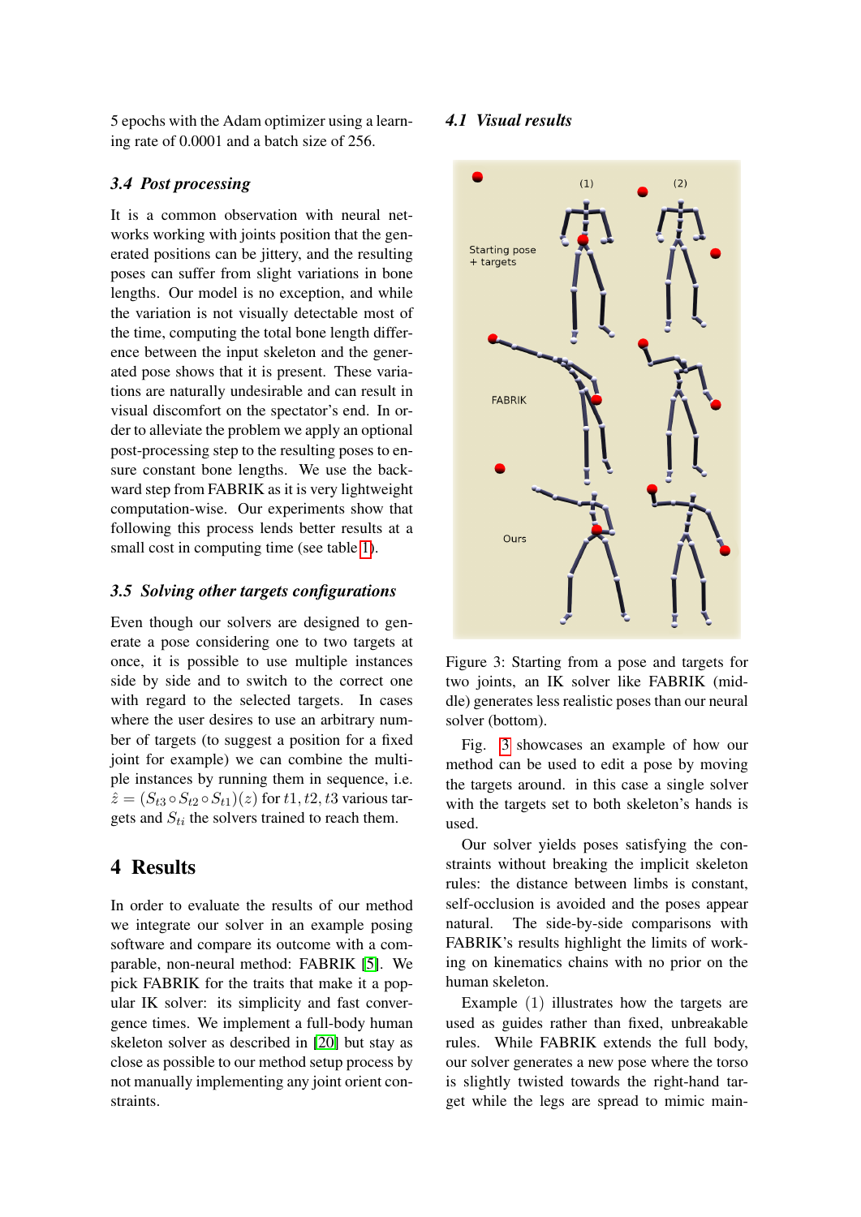5 epochs with the Adam optimizer using a learning rate of 0.0001 and a batch size of 256.

### 3.4 Post processing

It is a common observation with neural networks working with joints position that the generated positions can be jittery, and the resulting poses can suffer from slight variations in bone lengths. Our model is no exception, and while the variation is not visually detectable most of the time, computing the total bone length difference between the input skeleton and the generated pose shows that it is present. These variations are naturally undesirable and can result in visual discomfort on the spectator's end. In order to alleviate the problem we apply an optional post-processing step to the resulting poses to ensure constant bone lengths. We use the backward step from FABRIK as it is very lightweight computation-wise. Our experiments show that following this process lends better results at a small cost in computing time (see table 1).

### 3.5 Solving other targets configurations

Even though our solvers are designed to generate a pose considering one to two targets at once, it is possible to use multiple instances side by side and to switch to the correct one with regard to the selected targets. In cases where the user desires to use an arbitrary number of targets (to suggest a position for a fixed joint for example) we can combine the multiple instances by running them in sequence, i.e. $\hat{z} = (S_{t3} \circ S_{t2} \circ S_{t1})(z)$ for $t1, t2, t3$ various targets and $S_{ti}$ the solvers trained to reach them.

## 4 Results

In order to evaluate the results of our method we integrate our solver in an example posing software and compare its outcome with a comparable, non-neural method: FABRIK [5]. We pick FABRIK for the traits that make it a popular IK solver: its simplicity and fast convergence times. We implement a full-body human skeleton solver as described in [20] but stay as close as possible to our method setup process by not manually implementing any joint orient constraints.

### 4.1 Visual results

Figure 3: Starting from a pose and targets for two joints, an IK solver like FABRIK (middle) generates less realistic poses than our neural solver (bottom).

Fig. 3 showcases an example of how our method can be used to edit a pose by moving the targets around. in this case a single solver with the targets set to both skeleton's hands is used.

Our solver yields poses satisfying the constraints without breaking the implicit skeleton rules: the distance between limbs is constant, self-occlusion is avoided and the poses appear natural. The side-by-side comparisons with FABRIK's results highlight the limits of working on kinematics chains with no prior on the human skeleton.

Example (1) illustrates how the targets are used as guides rather than fixed, unbreakable rules. While FABRIK extends the full body, our solver generates a new pose where the torso is slightly twisted towards the right-hand target while the legs are spread to mimic main-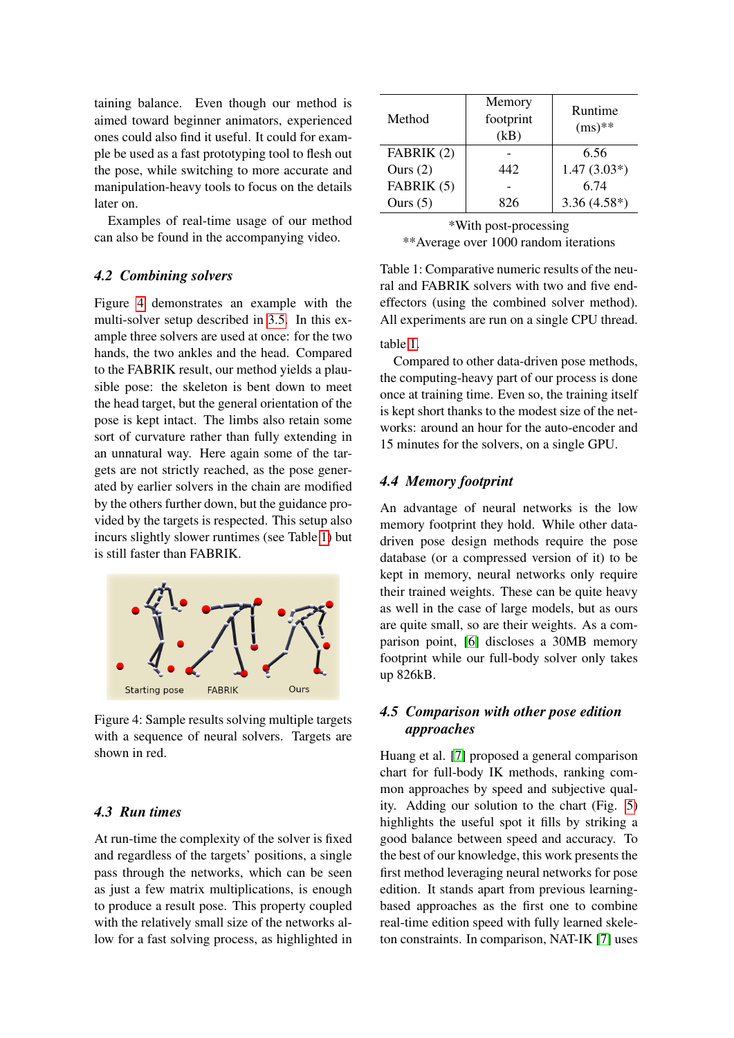taining balance. Even though our method is aimed toward beginner animators, experienced ones could also find it useful. It could for example be used as a fast prototyping tool to flesh out the pose, while switching to more accurate and manipulation-heavy tools to focus on the details later on.

Examples of real-time usage of our method can also be found in the accompanying video.

### 4.2 Combining solvers

Figure 4 demonstrates an example with the multi-solver setup described in 3.5. In this example three solvers are used at once: for the two hands, the two ankles and the head. Compared to the FABRIK result, our method yields a plausible pose: the skeleton is bent down to meet the head target, but the general orientation of the pose is kept intact. The limbs also retain some sort of curvature rather than fully extending in an unnatural way. Here again some of the targets are not strictly reached, as the pose generated by earlier solvers in the chain are modified by the others further down, but the guidance provided by the targets is respected. This setup also incurs slightly slower runtimes (see Table 1) but is still faster than FABRIK.

Figure 4: Sample results solving multiple targets with a sequence of neural solvers. Targets are shown in red.

### 4.3 Run times

At run-time the complexity of the solver is fixed and regardless of the targets' positions, a single pass through the networks, which can be seen as just a few matrix multiplications, is enough to produce a result pose. This property coupled with the relatively small size of the networks allow for a fast solving process, as highlighted in table 1.

| Method | Memory footprint (kB) | Runtime (ms)** |
|---|---|---|
| FABRIK (2) | - | 6.56 |
| Ours (2) | 442 | 1.47 (3.03*) |
| FABRIK (5) | - | 6.74 |
| Ours (5) | 826 | 3.36 (4.58*) |

*With post-processing
**Average over 1000 random iterations

Table 1: Comparative numeric results of the neural and FABRIK solvers with two and five end-effectors (using the combined solver method). All experiments are run on a single CPU thread.

Compared to other data-driven pose methods, the computing-heavy part of our process is done once at training time. Even so, the training itself is kept short thanks to the modest size of the networks: around an hour for the auto-encoder and 15 minutes for the solvers, on a single GPU.

### 4.4 Memory footprint

An advantage of neural networks is the low memory footprint they hold. While other data-driven pose design methods require the pose database (or a compressed version of it) to be kept in memory, neural networks only require their trained weights. These can be quite heavy as well in the case of large models, but as ours are quite small, so are their weights. As a comparison point, [6] discloses a 30MB memory footprint while our full-body solver only takes up 826kB.

### 4.5 Comparison with other pose edition approaches

Huang et al. [7] proposed a general comparison chart for full-body IK methods, ranking common approaches by speed and subjective quality. Adding our solution to the chart (Fig. 5) highlights the useful spot it fills by striking a good balance between speed and accuracy. To the best of our knowledge, this work presents the first method leveraging neural networks for pose edition. It stands apart from previous learning-based approaches as the first one to combine real-time edition speed with fully learned skeleton constraints. In comparison, NAT-IK [7] uses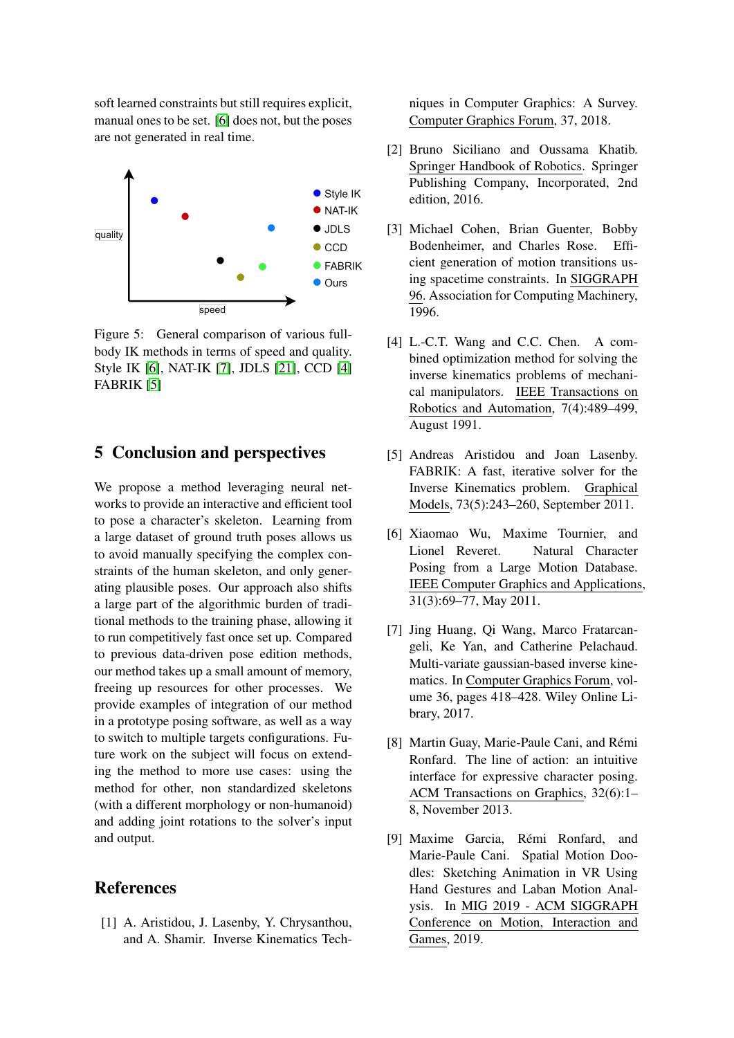soft learned constraints but still requires explicit, manual ones to be set. [6] does not, but the poses are not generated in real time.

Figure 5: General comparison of various full-body IK methods in terms of speed and quality. Style IK [6], NAT-IK [7], JDLS [21], CCD [4] FABRIK [5]

## 5 Conclusion and perspectives

We propose a method leveraging neural networks to provide an interactive and efficient tool to pose a character's skeleton. Learning from a large dataset of ground truth poses allows us to avoid manually specifying the complex constraints of the human skeleton, and only generating plausible poses. Our approach also shifts a large part of the algorithmic burden of traditional methods to the training phase, allowing it to run competitively fast once set up. Compared to previous data-driven pose edition methods, our method takes up a small amount of memory, freeing up resources for other processes. We provide examples of integration of our method in a prototype posing software, as well as a way to switch to multiple targets configurations. Future work on the subject will focus on extending the method to more use cases: using the method for other, non standardized skeletons (with a different morphology or non-humanoid) and adding joint rotations to the solver's input and output.

## References

[1] A. Aristidou, J. Lasenby, Y. Chrysanthou, and A. Shamir. Inverse Kinematics Techniques in Computer Graphics: A Survey. Computer Graphics Forum, 37, 2018.

[2] Bruno Siciliano and Oussama Khatib. Springer Handbook of Robotics. Springer Publishing Company, Incorporated, 2nd edition, 2016.

[3] Michael Cohen, Brian Guenter, Bobby Bodenheimer, and Charles Rose. Efficient generation of motion transitions using spacetime constraints. In SIGGRAPH 96. Association for Computing Machinery, 1996.

[4] L.-C.T. Wang and C.C. Chen. A combined optimization method for solving the inverse kinematics problems of mechanical manipulators. IEEE Transactions on Robotics and Automation, 7(4):489–499, August 1991.

[5] Andreas Aristidou and Joan Lasenby. FABRIK: A fast, iterative solver for the Inverse Kinematics problem. Graphical Models, 73(5):243–260, September 2011.

[6] Xiaomao Wu, Maxime Tournier, and Lionel Reveret. Natural Character Posing from a Large Motion Database. IEEE Computer Graphics and Applications, 31(3):69–77, May 2011.

[7] Jing Huang, Qi Wang, Marco Fratarcangeli, Ke Yan, and Catherine Pelachaud. Multi-variate gaussian-based inverse kinematics. In Computer Graphics Forum, volume 36, pages 418–428. Wiley Online Library, 2017.

[8] Martin Guay, Marie-Paule Cani, and Rémi Ronfard. The line of action: an intuitive interface for expressive character posing. ACM Transactions on Graphics, 32(6):1–8, November 2013.

[9] Maxime Garcia, Rémi Ronfard, and Marie-Paule Cani. Spatial Motion Doodles: Sketching Animation in VR Using Hand Gestures and Laban Motion Analysis. In MIG 2019 - ACM SIGGRAPH Conference on Motion, Interaction and Games, 2019.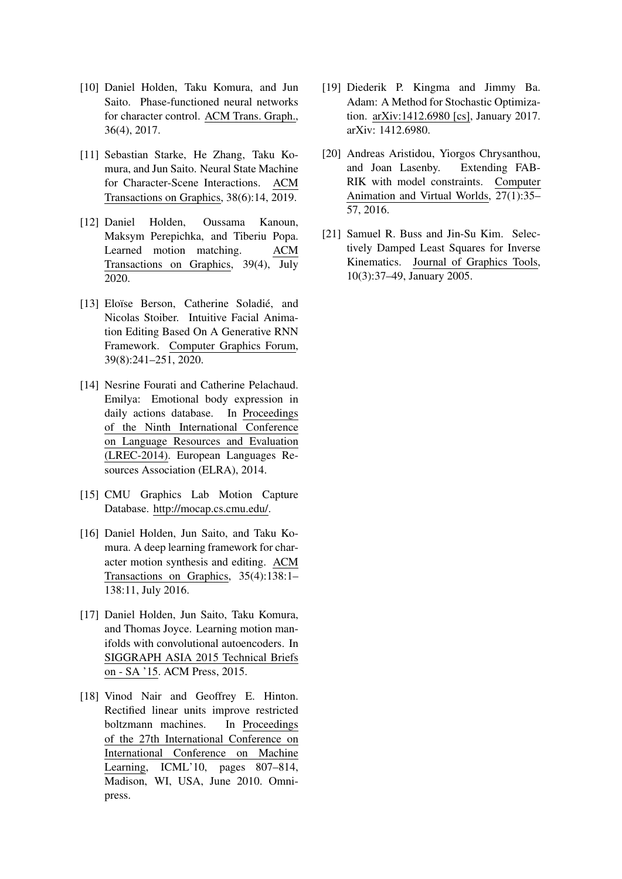[10] Daniel Holden, Taku Komura, and Jun Saito. Phase-functioned neural networks for character control. ACM Trans. Graph., 36(4), 2017.

[11] Sebastian Starke, He Zhang, Taku Komura, and Jun Saito. Neural State Machine for Character-Scene Interactions. ACM Transactions on Graphics, 38(6):14, 2019.

[12] Daniel Holden, Oussama Kanoun, Maksym Perepichka, and Tiberiu Popa. Learned motion matching. ACM Transactions on Graphics, 39(4), July 2020.

[13] Eloïse Berson, Catherine Soladié, and Nicolas Stoiber. Intuitive Facial Animation Editing Based On A Generative RNN Framework. Computer Graphics Forum, 39(8):241–251, 2020.

[14] Nesrine Fourati and Catherine Pelachaud. Emilya: Emotional body expression in daily actions database. In Proceedings of the Ninth International Conference on Language Resources and Evaluation (LREC-2014). European Languages Resources Association (ELRA), 2014.

[15] CMU Graphics Lab Motion Capture Database. http://mocap.cs.cmu.edu/.

[16] Daniel Holden, Jun Saito, and Taku Komura. A deep learning framework for character motion synthesis and editing. ACM Transactions on Graphics, 35(4):138:1–138:11, July 2016.

[17] Daniel Holden, Jun Saito, Taku Komura, and Thomas Joyce. Learning motion manifolds with convolutional autoencoders. In SIGGRAPH ASIA 2015 Technical Briefs on - SA '15. ACM Press, 2015.

[18] Vinod Nair and Geoffrey E. Hinton. Rectified linear units improve restricted boltzmann machines. In Proceedings of the 27th International Conference on International Conference on Machine Learning, ICML'10, pages 807–814, Madison, WI, USA, June 2010. Omnipress.

[19] Diederik P. Kingma and Jimmy Ba. Adam: A Method for Stochastic Optimization. arXiv:1412.6980 [cs], January 2017. arXiv: 1412.6980.

[20] Andreas Aristidou, Yiorgos Chrysanthou, and Joan Lasenby. Extending FABRIK with model constraints. Computer Animation and Virtual Worlds, 27(1):35–57, 2016.

[21] Samuel R. Buss and Jin-Su Kim. Selectively Damped Least Squares for Inverse Kinematics. Journal of Graphics Tools, 10(3):37–49, January 2005.